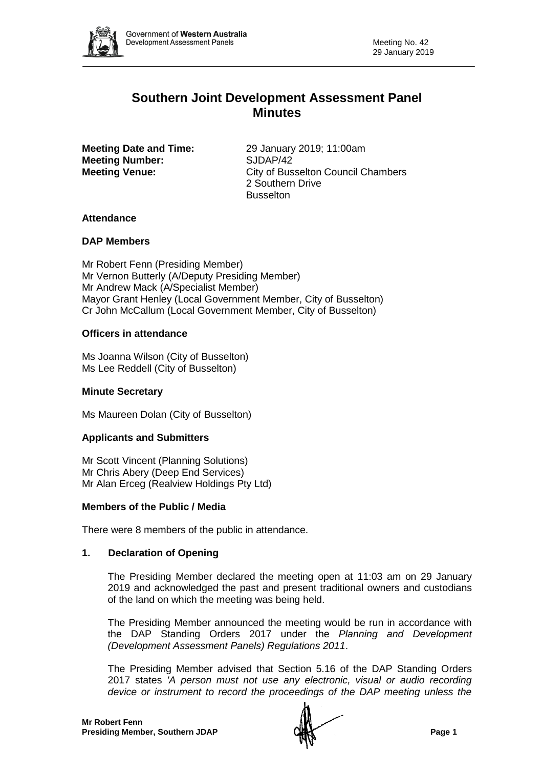# Southern Joint Development Assessment Panel Minutes

**Meeting Date and Time:** 29 January 2019; 11:00am
**Meeting Number:** SJDAP/42
**Meeting Venue:** City of Busselton Council Chambers
2 Southern Drive
Busselton

## Attendance

### DAP Members

Mr Robert Fenn (Presiding Member)
Mr Vernon Butterly (A/Deputy Presiding Member)
Mr Andrew Mack (A/Specialist Member)
Mayor Grant Henley (Local Government Member, City of Busselton)
Cr John McCallum (Local Government Member, City of Busselton)

### Officers in attendance

Ms Joanna Wilson (City of Busselton)
Ms Lee Reddell (City of Busselton)

### Minute Secretary

Ms Maureen Dolan (City of Busselton)

### Applicants and Submitters

Mr Scott Vincent (Planning Solutions)
Mr Chris Abery (Deep End Services)
Mr Alan Erceg (Realview Holdings Pty Ltd)

### Members of the Public / Media

There were 8 members of the public in attendance.

## 1. Declaration of Opening

The Presiding Member declared the meeting open at 11:03 am on 29 January 2019 and acknowledged the past and present traditional owners and custodians of the land on which the meeting was being held.

The Presiding Member announced the meeting would be run in accordance with the DAP Standing Orders 2017 under the *Planning and Development (Development Assessment Panels) Regulations 2011*.

The Presiding Member advised that Section 5.16 of the DAP Standing Orders 2017 states *'A person must not use any electronic, visual or audio recording device or instrument to record the proceedings of the DAP meeting unless the*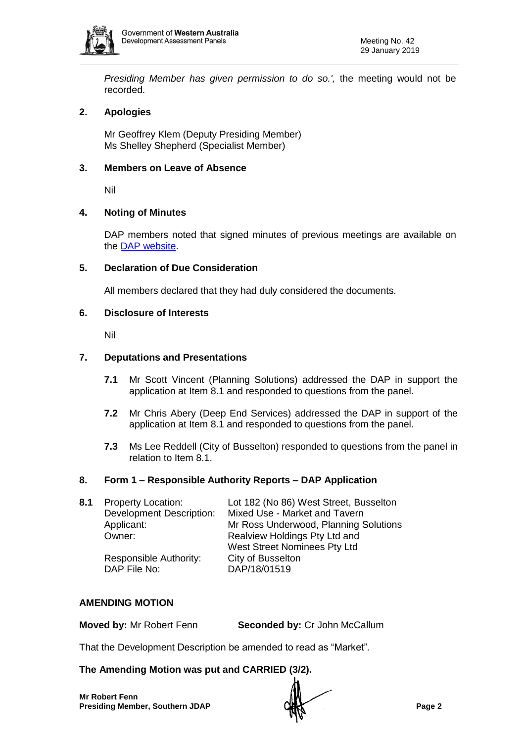*Presiding Member has given permission to do so.',* the meeting would not be recorded.

## 2. Apologies

Mr Geoffrey Klem (Deputy Presiding Member)
Ms Shelley Shepherd (Specialist Member)

## 3. Members on Leave of Absence

Nil

## 4. Noting of Minutes

DAP members noted that signed minutes of previous meetings are available on the DAP website.

## 5. Declaration of Due Consideration

All members declared that they had duly considered the documents.

## 6. Disclosure of Interests

Nil

## 7. Deputations and Presentations

**7.1** Mr Scott Vincent (Planning Solutions) addressed the DAP in support the application at Item 8.1 and responded to questions from the panel.

**7.2** Mr Chris Abery (Deep End Services) addressed the DAP in support of the application at Item 8.1 and responded to questions from the panel.

**7.3** Ms Lee Reddell (City of Busselton) responded to questions from the panel in relation to Item 8.1.

## 8. Form 1 – Responsible Authority Reports – DAP Application

**8.1** Property Location: Lot 182 (No 86) West Street, Busselton
Development Description: Mixed Use - Market and Tavern
Applicant: Mr Ross Underwood, Planning Solutions
Owner: Realview Holdings Pty Ltd and West Street Nominees Pty Ltd
Responsible Authority: City of Busselton
DAP File No: DAP/18/01519

### AMENDING MOTION

**Moved by:** Mr Robert Fenn **Seconded by:** Cr John McCallum

That the Development Description be amended to read as "Market".

**The Amending Motion was put and CARRIED (3/2).**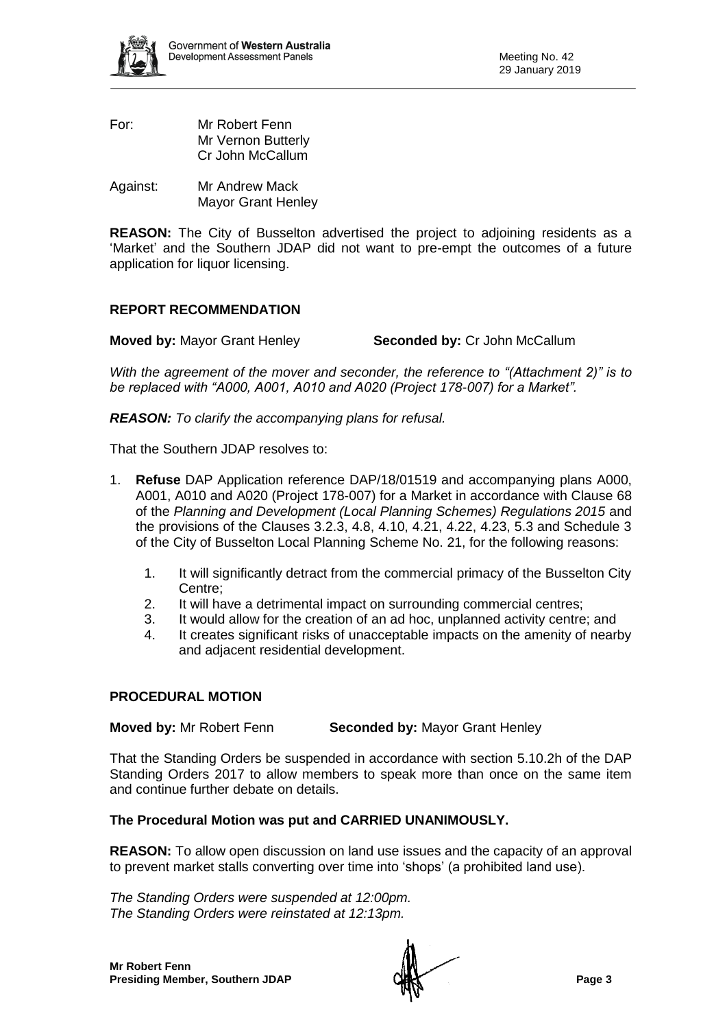For: Mr Robert Fenn
Mr Vernon Butterly
Cr John McCallum

Against: Mr Andrew Mack
Mayor Grant Henley

**REASON:** The City of Busselton advertised the project to adjoining residents as a 'Market' and the Southern JDAP did not want to pre-empt the outcomes of a future application for liquor licensing.

**REPORT RECOMMENDATION**

**Moved by:** Mayor Grant Henley **Seconded by:** Cr John McCallum

*With the agreement of the mover and seconder, the reference to "(Attachment 2)" is to be replaced with "A000, A001, A010 and A020 (Project 178-007) for a Market".*

***REASON:** To clarify the accompanying plans for refusal.*

That the Southern JDAP resolves to:

1. **Refuse** DAP Application reference DAP/18/01519 and accompanying plans A000, A001, A010 and A020 (Project 178-007) for a Market in accordance with Clause 68 of the *Planning and Development (Local Planning Schemes) Regulations 2015* and the provisions of the Clauses 3.2.3, 4.8, 4.10, 4.21, 4.22, 4.23, 5.3 and Schedule 3 of the City of Busselton Local Planning Scheme No. 21, for the following reasons:

    1. It will significantly detract from the commercial primacy of the Busselton City Centre;
    2. It will have a detrimental impact on surrounding commercial centres;
    3. It would allow for the creation of an ad hoc, unplanned activity centre; and
    4. It creates significant risks of unacceptable impacts on the amenity of nearby and adjacent residential development.

**PROCEDURAL MOTION**

**Moved by:** Mr Robert Fenn **Seconded by:** Mayor Grant Henley

That the Standing Orders be suspended in accordance with section 5.10.2h of the DAP Standing Orders 2017 to allow members to speak more than once on the same item and continue further debate on details.

**The Procedural Motion was put and CARRIED UNANIMOUSLY.**

**REASON:** To allow open discussion on land use issues and the capacity of an approval to prevent market stalls converting over time into 'shops' (a prohibited land use).

*The Standing Orders were suspended at 12:00pm.*
*The Standing Orders were reinstated at 12:13pm.*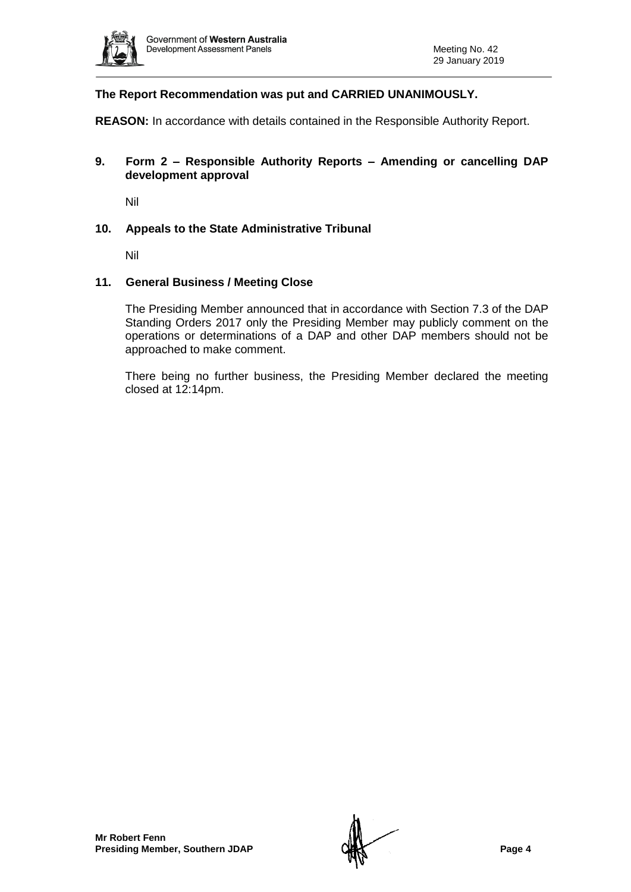**The Report Recommendation was put and CARRIED UNANIMOUSLY.**

**REASON:** In accordance with details contained in the Responsible Authority Report.

## 9. Form 2 – Responsible Authority Reports – Amending or cancelling DAP development approval

Nil

## 10. Appeals to the State Administrative Tribunal

Nil

## 11. General Business / Meeting Close

The Presiding Member announced that in accordance with Section 7.3 of the DAP Standing Orders 2017 only the Presiding Member may publicly comment on the operations or determinations of a DAP and other DAP members should not be approached to make comment.

There being no further business, the Presiding Member declared the meeting closed at 12:14pm.

**Mr Robert Fenn**
**Presiding Member, Southern JDAP**